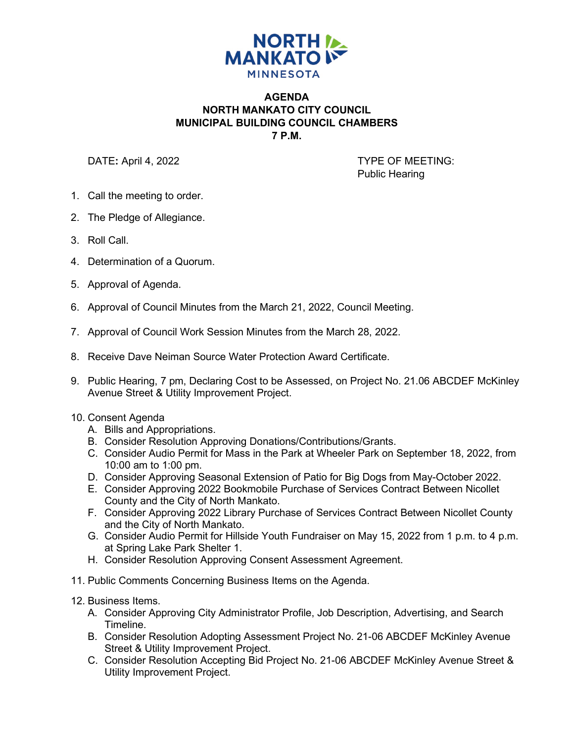NORTH MANKATO
MINNESOTA

**AGENDA**
**NORTH MANKATO CITY COUNCIL**
**MUNICIPAL BUILDING COUNCIL CHAMBERS**
**7 P.M.**

DATE**:** April 4, 2022

TYPE OF MEETING:
Public Hearing

1. Call the meeting to order.
2. The Pledge of Allegiance.
3. Roll Call.
4. Determination of a Quorum.
5. Approval of Agenda.
6. Approval of Council Minutes from the March 21, 2022, Council Meeting.
7. Approval of Council Work Session Minutes from the March 28, 2022.
8. Receive Dave Neiman Source Water Protection Award Certificate.
9. Public Hearing, 7 pm, Declaring Cost to be Assessed, on Project No. 21.06 ABCDEF McKinley Avenue Street & Utility Improvement Project.
10. Consent Agenda
    - A. Bills and Appropriations.
    - B. Consider Resolution Approving Donations/Contributions/Grants.
    - C. Consider Audio Permit for Mass in the Park at Wheeler Park on September 18, 2022, from 10:00 am to 1:00 pm.
    - D. Consider Approving Seasonal Extension of Patio for Big Dogs from May-October 2022.
    - E. Consider Approving 2022 Bookmobile Purchase of Services Contract Between Nicollet County and the City of North Mankato.
    - F. Consider Approving 2022 Library Purchase of Services Contract Between Nicollet County and the City of North Mankato.
    - G. Consider Audio Permit for Hillside Youth Fundraiser on May 15, 2022 from 1 p.m. to 4 p.m. at Spring Lake Park Shelter 1.
    - H. Consider Resolution Approving Consent Assessment Agreement.
11. Public Comments Concerning Business Items on the Agenda.
12. Business Items.
    - A. Consider Approving City Administrator Profile, Job Description, Advertising, and Search Timeline.
    - B. Consider Resolution Adopting Assessment Project No. 21-06 ABCDEF McKinley Avenue Street & Utility Improvement Project.
    - C. Consider Resolution Accepting Bid Project No. 21-06 ABCDEF McKinley Avenue Street & Utility Improvement Project.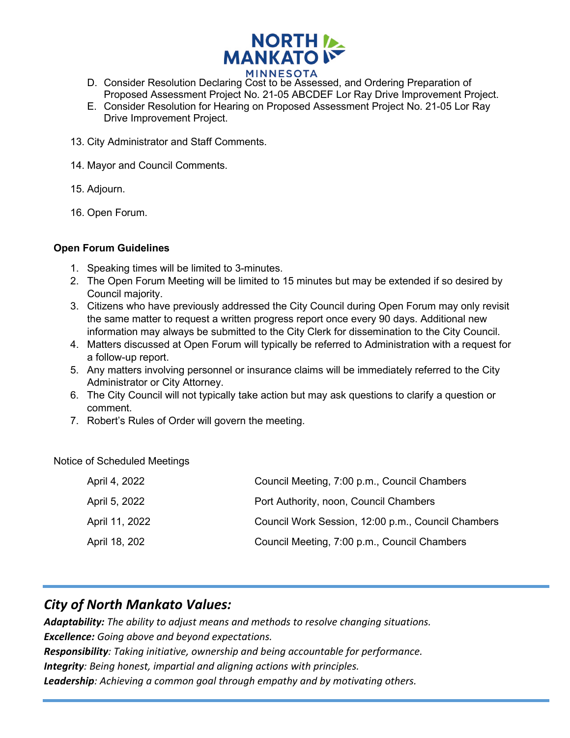D. Consider Resolution Declaring Cost to be Assessed, and Ordering Preparation of Proposed Assessment Project No. 21-05 ABCDEF Lor Ray Drive Improvement Project.
E. Consider Resolution for Hearing on Proposed Assessment Project No. 21-05 Lor Ray Drive Improvement Project.

13. City Administrator and Staff Comments.

14. Mayor and Council Comments.

15. Adjourn.

16. Open Forum.

**Open Forum Guidelines**

1. Speaking times will be limited to 3-minutes.
2. The Open Forum Meeting will be limited to 15 minutes but may be extended if so desired by Council majority.
3. Citizens who have previously addressed the City Council during Open Forum may only revisit the same matter to request a written progress report once every 90 days. Additional new information may always be submitted to the City Clerk for dissemination to the City Council.
4. Matters discussed at Open Forum will typically be referred to Administration with a request for a follow-up report.
5. Any matters involving personnel or insurance claims will be immediately referred to the City Administrator or City Attorney.
6. The City Council will not typically take action but may ask questions to clarify a question or comment.
7. Robert's Rules of Order will govern the meeting.

Notice of Scheduled Meetings

| | |
|---|---|
| April 4, 2022 | Council Meeting, 7:00 p.m., Council Chambers |
| April 5, 2022 | Port Authority, noon, Council Chambers |
| April 11, 2022 | Council Work Session, 12:00 p.m., Council Chambers |
| April 18, 202 | Council Meeting, 7:00 p.m., Council Chambers |

## *City of North Mankato Values:*

***Adaptability:*** *The ability to adjust means and methods to resolve changing situations.*
***Excellence:*** *Going above and beyond expectations.*
***Responsibility****: Taking initiative, ownership and being accountable for performance.*
***Integrity****: Being honest, impartial and aligning actions with principles.*
***Leadership****: Achieving a common goal through empathy and by motivating others.*